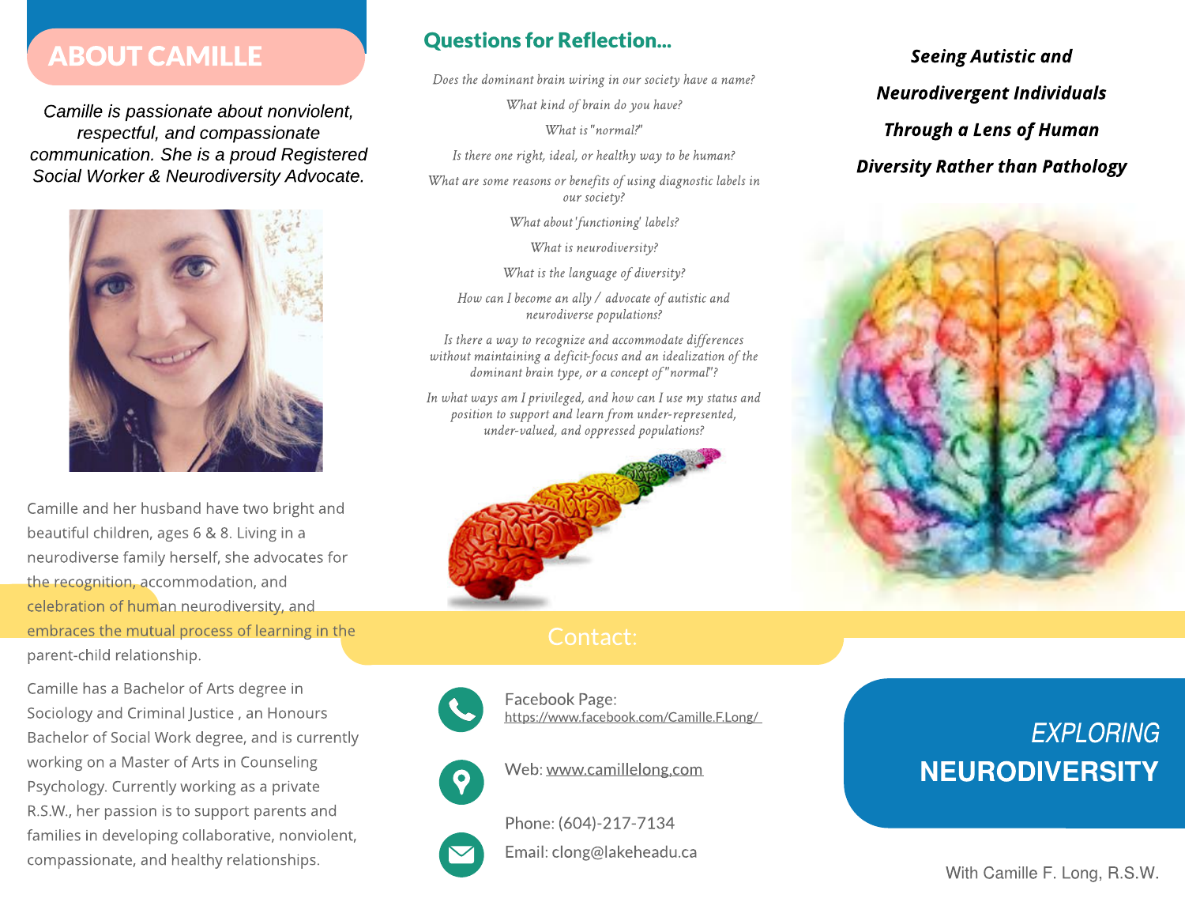## ABOUT CAMILLE

*Camille is passionate about nonviolent, respectful, and compassionate communication. She is a proud Registered Social Worker & Neurodiversity Advocate.*

Camille and her husband have two bright and beautiful children, ages 6 & 8. Living in a neurodiverse family herself, she advocates for the recognition, accommodation, and celebration of human neurodiversity, and embraces the mutual process of learning in the parent-child relationship.

Camille has a Bachelor of Arts degree in Sociology and Criminal Justice , an Honours Bachelor of Social Work degree, and is currently working on a Master of Arts in Counseling Psychology. Currently working as a private R.S.W., her passion is to support parents and families in developing collaborative, nonviolent, compassionate, and healthy relationships.

## Questions for Reflection...

*Does the dominant brain wiring in our society have a name?*

*What kind of brain do you have?*

*What is "normal?"*

*Is there one right, ideal, or healthy way to be human?*

*What are some reasons or benefits of using diagnostic labels in our society?*

*What about 'functioning' labels?*

*What is neurodiversity?*

*What is the language of diversity?*

*How can I become an ally / advocate of autistic and neurodiverse populations?*

*Is there a way to recognize and accommodate differences without maintaining a deficit-focus and an idealization of the dominant brain type, or a concept of "normal"?*

*In what ways am I privileged, and how can I use my status and position to support and learn from under-represented, under-valued, and oppressed populations?*

## Contact:

Facebook Page: https://www.facebook.com/Camille.F.Long/

Web: www.camillelong.com

Phone: (604)-217-7134

Email: clong@lakeheadu.ca

***Seeing Autistic and Neurodivergent Individuals Through a Lens of Human Diversity Rather than Pathology***

# *EXPLORING* NEURODIVERSITY

With Camille F. Long, R.S.W.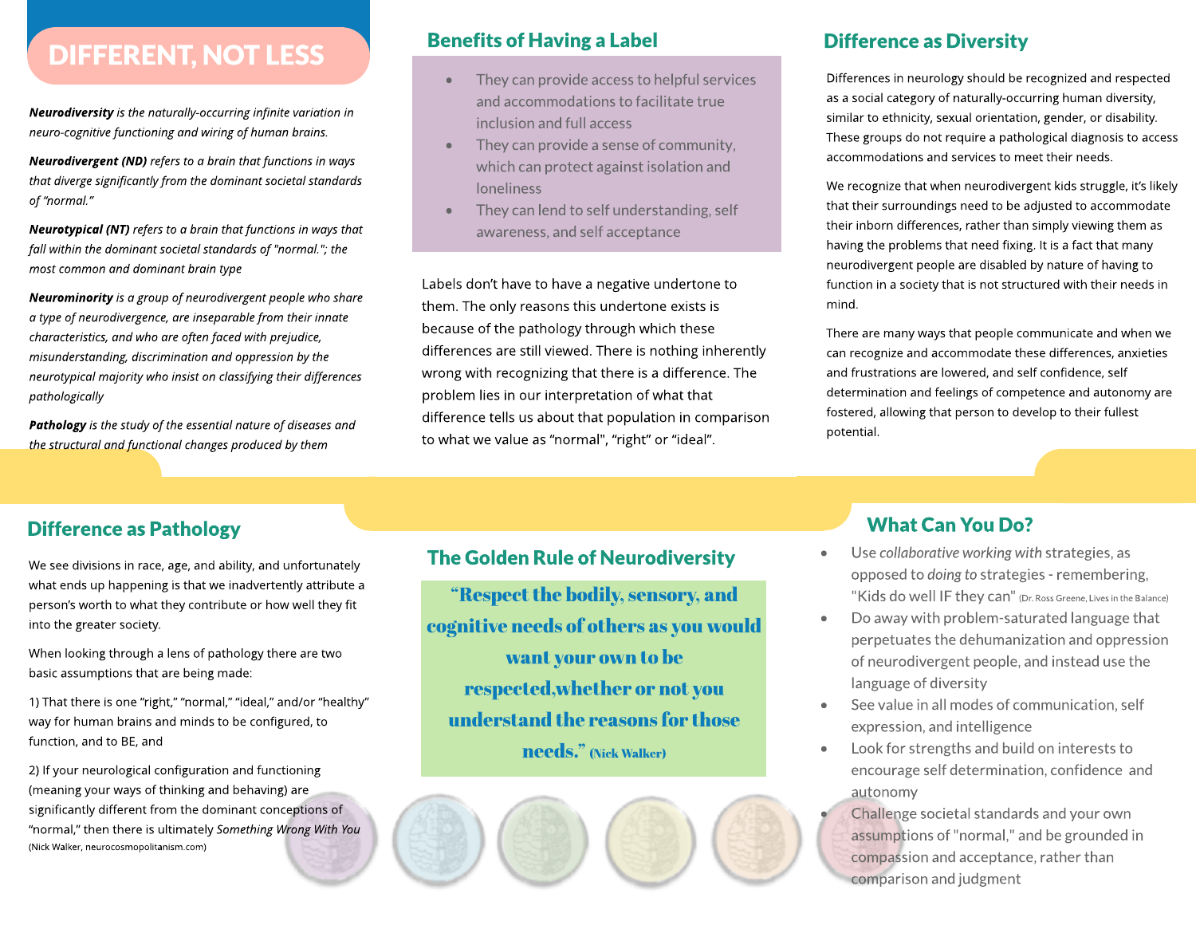# DIFFERENT, NOT LESS

***Neurodiversity*** *is the naturally-occurring infinite variation in neuro-cognitive functioning and wiring of human brains.*

***Neurodivergent (ND)*** *refers to a brain that functions in ways that diverge significantly from the dominant societal standards of "normal."*

***Neurotypical (NT)*** *refers to a brain that functions in ways that fall within the dominant societal standards of "normal."; the most common and dominant brain type*

***Neurominority*** *is a group of neurodivergent people who share a type of neurodivergence, are inseparable from their innate characteristics, and who are often faced with prejudice, misunderstanding, discrimination and oppression by the neurotypical majority who insist on classifying their differences pathologically*

***Pathology*** *is the study of the essential nature of diseases and the structural and functional changes produced by them*

## Benefits of Having a Label

- They can provide access to helpful services and accommodations to facilitate true inclusion and full access
- They can provide a sense of community, which can protect against isolation and loneliness
- They can lend to self understanding, self awareness, and self acceptance

Labels don't have to have a negative undertone to them. The only reasons this undertone exists is because of the pathology through which these differences are still viewed. There is nothing inherently wrong with recognizing that there is a difference. The problem lies in our interpretation of what that difference tells us about that population in comparison to what we value as "normal", "right" or "ideal".

## Difference as Diversity

Differences in neurology should be recognized and respected as a social category of naturally-occurring human diversity, similar to ethnicity, sexual orientation, gender, or disability. These groups do not require a pathological diagnosis to access accommodations and services to meet their needs.

We recognize that when neurodivergent kids struggle, it's likely that their surroundings need to be adjusted to accommodate their inborn differences, rather than simply viewing them as having the problems that need fixing. It is a fact that many neurodivergent people are disabled by nature of having to function in a society that is not structured with their needs in mind.

There are many ways that people communicate and when we can recognize and accommodate these differences, anxieties and frustrations are lowered, and self confidence, self determination and feelings of competence and autonomy are fostered, allowing that person to develop to their fullest potential.

## Difference as Pathology

We see divisions in race, age, and ability, and unfortunately what ends up happening is that we inadvertently attribute a person's worth to what they contribute or how well they fit into the greater society.

When looking through a lens of pathology there are two basic assumptions that are being made:

1) That there is one "right," "normal," "ideal," and/or "healthy" way for human brains and minds to be configured, to function, and to BE, and

2) If your neurological configuration and functioning (meaning your ways of thinking and behaving) are significantly different from the dominant conceptions of "normal," then there is ultimately *Something Wrong With You*

(Nick Walker, neurocosmopolitanism.com)

## The Golden Rule of Neurodiversity

**"Respect the bodily, sensory, and cognitive needs of others as you would want your own to be respected, whether or not you understand the reasons for those needs."** (Nick Walker)

## What Can You Do?

- Use *collaborative working with* strategies, as opposed to *doing to* strategies - remembering, "Kids do well IF they can" (Dr. Ross Greene, Lives in the Balance)
- Do away with problem-saturated language that perpetuates the dehumanization and oppression of neurodivergent people, and instead use the language of diversity
- See value in all modes of communication, self expression, and intelligence
- Look for strengths and build on interests to encourage self determination, confidence and autonomy
- Challenge societal standards and your own assumptions of "normal," and be grounded in compassion and acceptance, rather than comparison and judgment